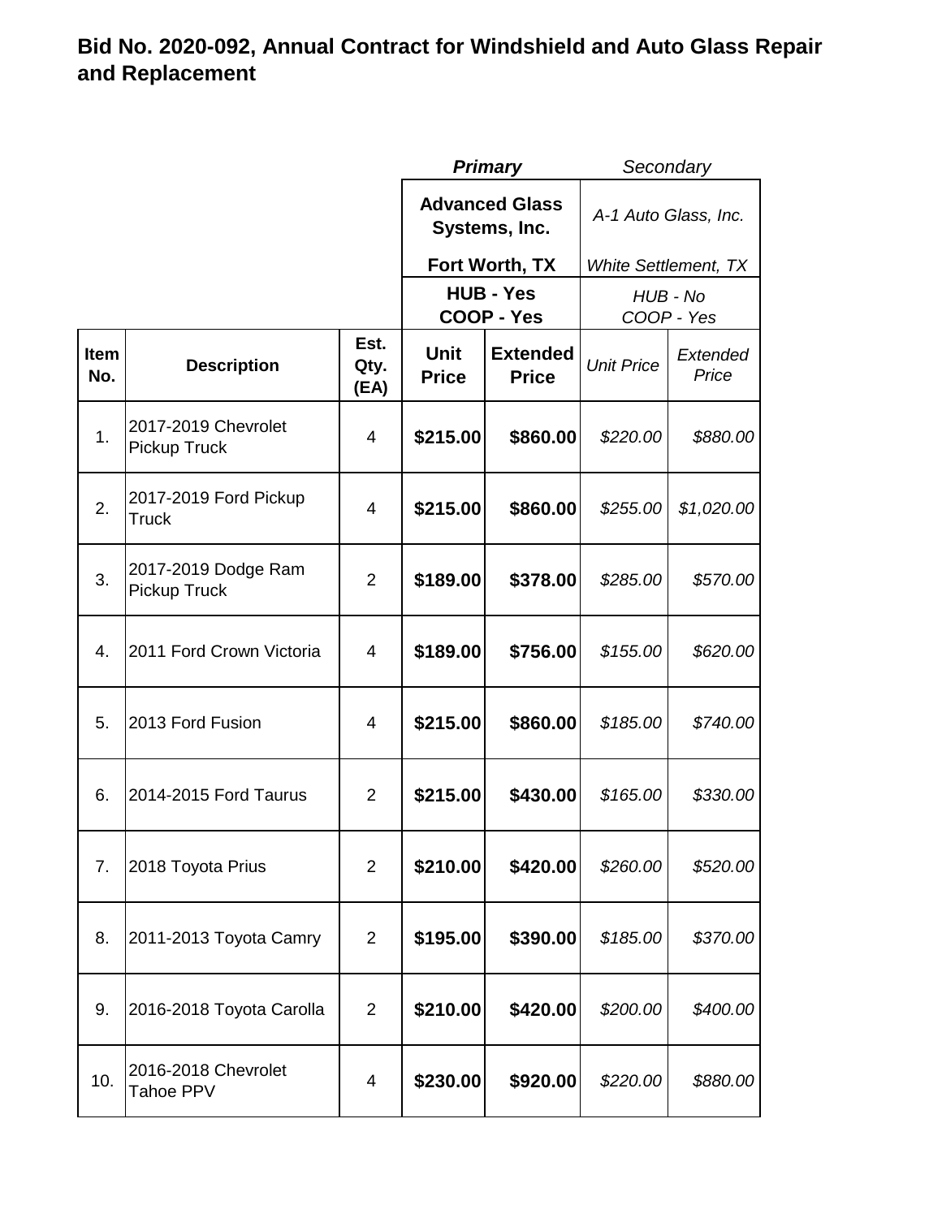# Bid No. 2020-092, Annual Contract for Windshield and Auto Glass Repair and Replacement

| | | | **Primary** | | *Secondary* | |
|---|---|---|---|---|---|---|
| | | | **Advanced Glass Systems, Inc.** | | *A-1 Auto Glass, Inc.* | |
| | | | **Fort Worth, TX** | | *White Settlement, TX* | |
| | | | **HUB - Yes COOP - Yes** | | *HUB - No COOP - Yes* | |
| **Item No.** | **Description** | **Est. Qty. (EA)** | **Unit Price** | **Extended Price** | *Unit Price* | *Extended Price* |
| 1. | 2017-2019 Chevrolet Pickup Truck | 4 | **$215.00** | **$860.00** | *$220.00* | *$880.00* |
| 2. | 2017-2019 Ford Pickup Truck | 4 | **$215.00** | **$860.00** | *$255.00* | *$1,020.00* |
| 3. | 2017-2019 Dodge Ram Pickup Truck | 2 | **$189.00** | **$378.00** | *$285.00* | *$570.00* |
| 4. | 2011 Ford Crown Victoria | 4 | **$189.00** | **$756.00** | *$155.00* | *$620.00* |
| 5. | 2013 Ford Fusion | 4 | **$215.00** | **$860.00** | *$185.00* | *$740.00* |
| 6. | 2014-2015 Ford Taurus | 2 | **$215.00** | **$430.00** | *$165.00* | *$330.00* |
| 7. | 2018 Toyota Prius | 2 | **$210.00** | **$420.00** | *$260.00* | *$520.00* |
| 8. | 2011-2013 Toyota Camry | 2 | **$195.00** | **$390.00** | *$185.00* | *$370.00* |
| 9. | 2016-2018 Toyota Carolla | 2 | **$210.00** | **$420.00** | *$200.00* | *$400.00* |
| 10. | 2016-2018 Chevrolet Tahoe PPV | 4 | **$230.00** | **$920.00** | *$220.00* | *$880.00* |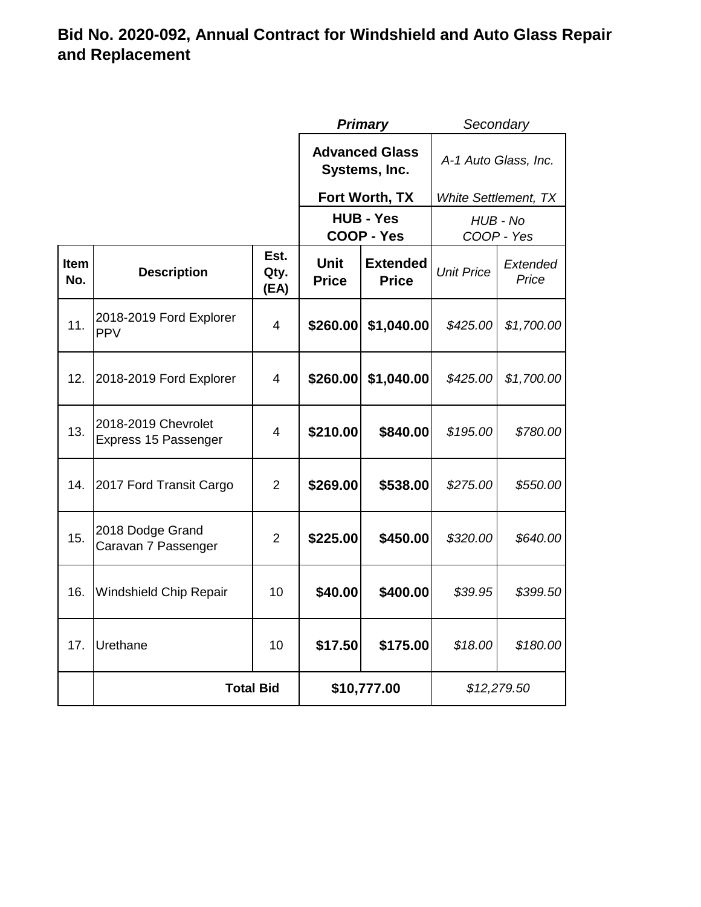**Bid No. 2020-092, Annual Contract for Windshield and Auto Glass Repair and Replacement**

| | | | ***Primary*** | | *Secondary* | |
|---|---|---|---|---|---|---|
| | | | **Advanced Glass Systems, Inc.** **Fort Worth, TX** | | *A-1 Auto Glass, Inc.* *White Settlement, TX* | |
| | | | **HUB - Yes COOP - Yes** | | *HUB - No COOP - Yes* | |
| **Item No.** | **Description** | **Est. Qty. (EA)** | **Unit Price** | **Extended Price** | *Unit Price* | *Extended Price* |
| 11. | 2018-2019 Ford Explorer PPV | 4 | **$260.00** | **$1,040.00** | *$425.00* | *$1,700.00* |
| 12. | 2018-2019 Ford Explorer | 4 | **$260.00** | **$1,040.00** | *$425.00* | *$1,700.00* |
| 13. | 2018-2019 Chevrolet Express 15 Passenger | 4 | **$210.00** | **$840.00** | *$195.00* | *$780.00* |
| 14. | 2017 Ford Transit Cargo | 2 | **$269.00** | **$538.00** | *$275.00* | *$550.00* |
| 15. | 2018 Dodge Grand Caravan 7 Passenger | 2 | **$225.00** | **$450.00** | *$320.00* | *$640.00* |
| 16. | Windshield Chip Repair | 10 | **$40.00** | **$400.00** | *$39.95* | *$399.50* |
| 17. | Urethane | 10 | **$17.50** | **$175.00** | *$18.00* | *$180.00* |
| | **Total Bid** | | **$10,777.00** | | *$12,279.50* | |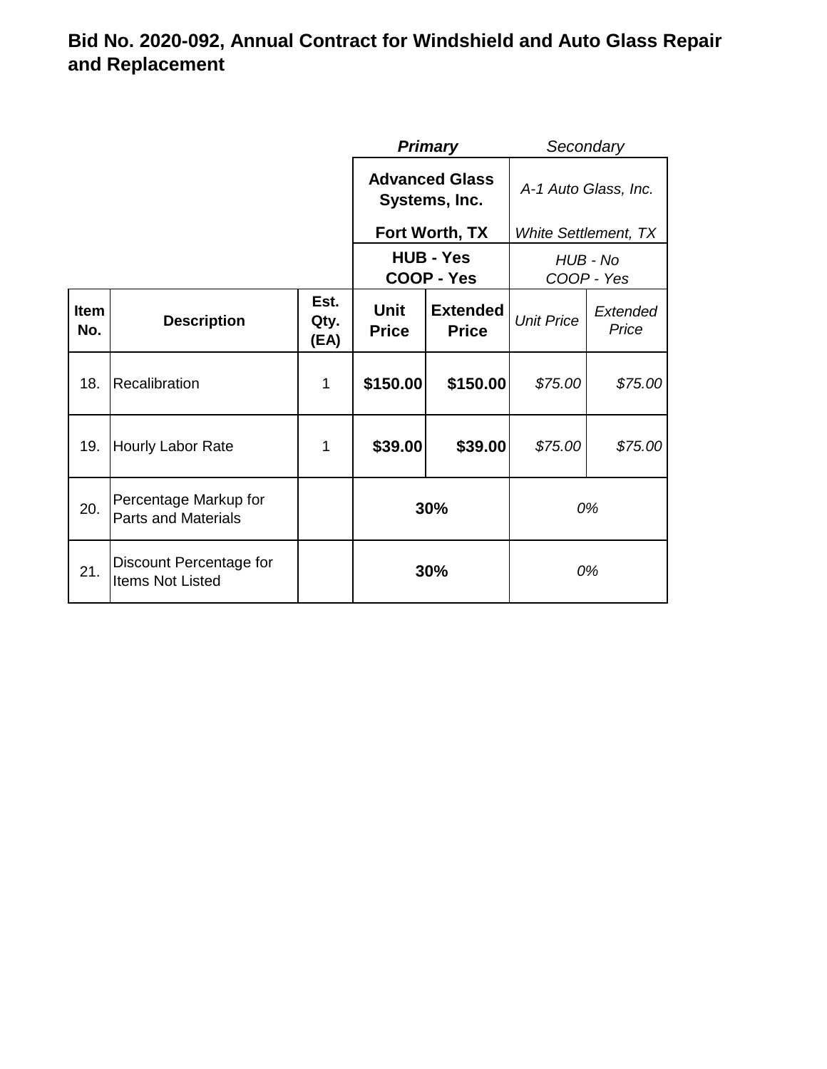**Bid No. 2020-092, Annual Contract for Windshield and Auto Glass Repair and Replacement**

| | | | ***Primary*** | | *Secondary* | |
|---|---|---|---|---|---|---|
| | | | **Advanced Glass Systems, Inc.** **Fort Worth, TX** | | *A-1 Auto Glass, Inc.* *White Settlement, TX* | |
| | | | **HUB - Yes COOP - Yes** | | *HUB - No COOP - Yes* | |
| **Item No.** | **Description** | **Est. Qty. (EA)** | **Unit Price** | **Extended Price** | *Unit Price* | *Extended Price* |
| 18. | Recalibration | 1 | **$150.00** | **$150.00** | *$75.00* | *$75.00* |
| 19. | Hourly Labor Rate | 1 | **$39.00** | **$39.00** | *$75.00* | *$75.00* |
| 20. | Percentage Markup for Parts and Materials | | **30%** | | *0%* | |
| 21. | Discount Percentage for Items Not Listed | | **30%** | | *0%* | |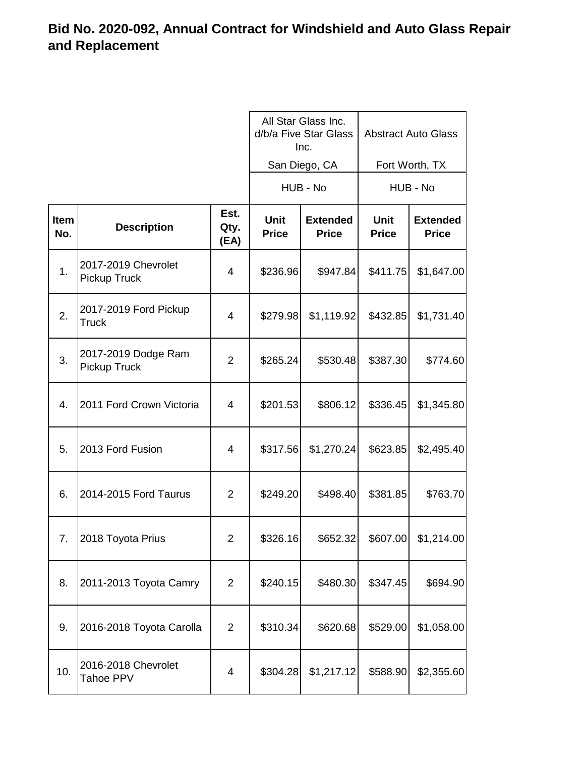**Bid No. 2020-092, Annual Contract for Windshield and Auto Glass Repair and Replacement**

| | | | All Star Glass Inc. d/b/a Five Star Glass Inc. San Diego, CA | | Abstract Auto Glass Fort Worth, TX | |
|---|---|---|---|---|---|---|
| | | | HUB - No | | HUB - No | |
| **Item No.** | **Description** | **Est. Qty. (EA)** | **Unit Price** | **Extended Price** | **Unit Price** | **Extended Price** |
| 1. | 2017-2019 Chevrolet Pickup Truck | 4 | $236.96 | $947.84 | $411.75 | $1,647.00 |
| 2. | 2017-2019 Ford Pickup Truck | 4 | $279.98 | $1,119.92 | $432.85 | $1,731.40 |
| 3. | 2017-2019 Dodge Ram Pickup Truck | 2 | $265.24 | $530.48 | $387.30 | $774.60 |
| 4. | 2011 Ford Crown Victoria | 4 | $201.53 | $806.12 | $336.45 | $1,345.80 |
| 5. | 2013 Ford Fusion | 4 | $317.56 | $1,270.24 | $623.85 | $2,495.40 |
| 6. | 2014-2015 Ford Taurus | 2 | $249.20 | $498.40 | $381.85 | $763.70 |
| 7. | 2018 Toyota Prius | 2 | $326.16 | $652.32 | $607.00 | $1,214.00 |
| 8. | 2011-2013 Toyota Camry | 2 | $240.15 | $480.30 | $347.45 | $694.90 |
| 9. | 2016-2018 Toyota Carolla | 2 | $310.34 | $620.68 | $529.00 | $1,058.00 |
| 10. | 2016-2018 Chevrolet Tahoe PPV | 4 | $304.28 | $1,217.12 | $588.90 | $2,355.60 |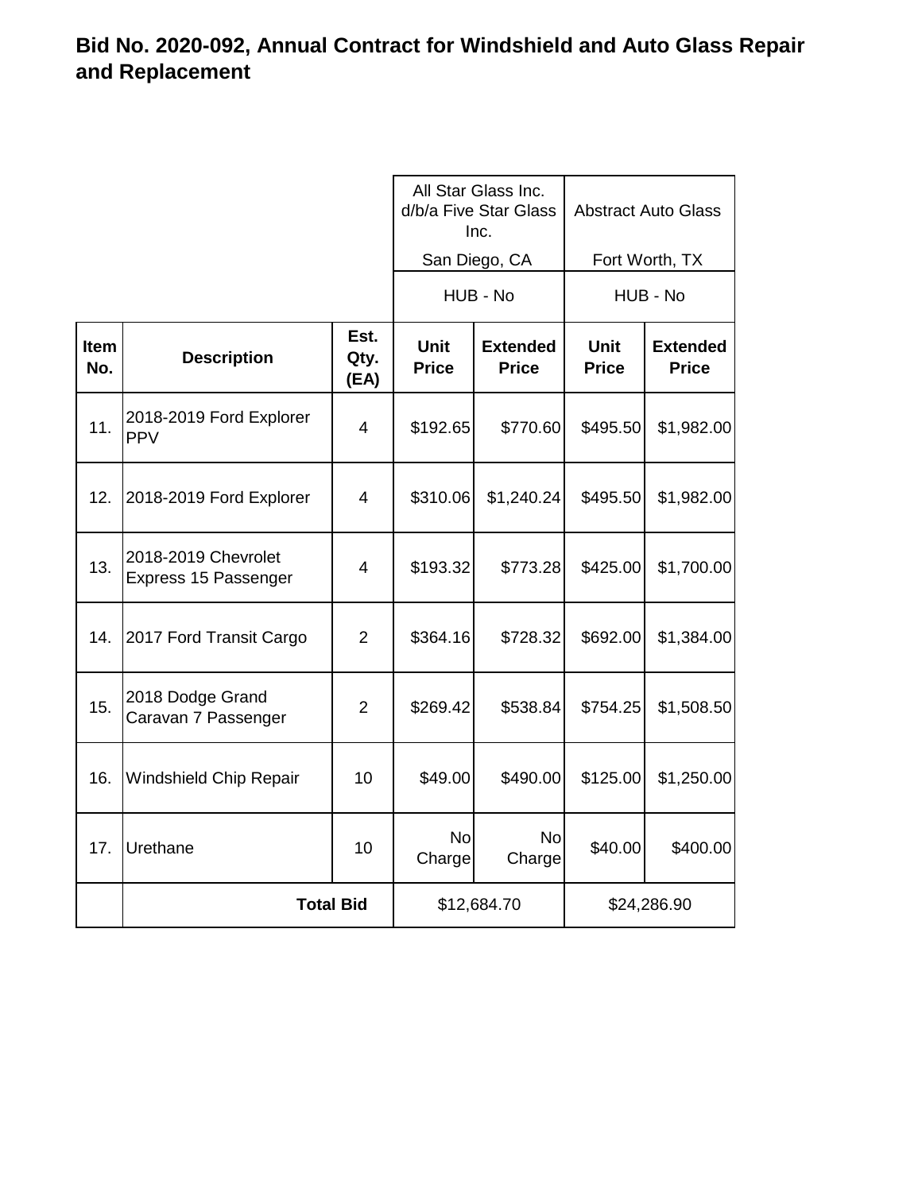**Bid No. 2020-092, Annual Contract for Windshield and Auto Glass Repair and Replacement**

| | | | All Star Glass Inc. d/b/a Five Star Glass Inc. San Diego, CA | | Abstract Auto Glass Fort Worth, TX | |
|---|---|---|---|---|---|---|
| | | | HUB - No | | HUB - No | |
| **Item No.** | **Description** | **Est. Qty. (EA)** | **Unit Price** | **Extended Price** | **Unit Price** | **Extended Price** |
| 11. | 2018-2019 Ford Explorer PPV | 4 | $192.65 | $770.60 | $495.50 | $1,982.00 |
| 12. | 2018-2019 Ford Explorer | 4 | $310.06 | $1,240.24 | $495.50 | $1,982.00 |
| 13. | 2018-2019 Chevrolet Express 15 Passenger | 4 | $193.32 | $773.28 | $425.00 | $1,700.00 |
| 14. | 2017 Ford Transit Cargo | 2 | $364.16 | $728.32 | $692.00 | $1,384.00 |
| 15. | 2018 Dodge Grand Caravan 7 Passenger | 2 | $269.42 | $538.84 | $754.25 | $1,508.50 |
| 16. | Windshield Chip Repair | 10 | $49.00 | $490.00 | $125.00 | $1,250.00 |
| 17. | Urethane | 10 | No Charge | No Charge | $40.00 | $400.00 |
| | **Total Bid** | | $12,684.70 | | $24,286.90 | |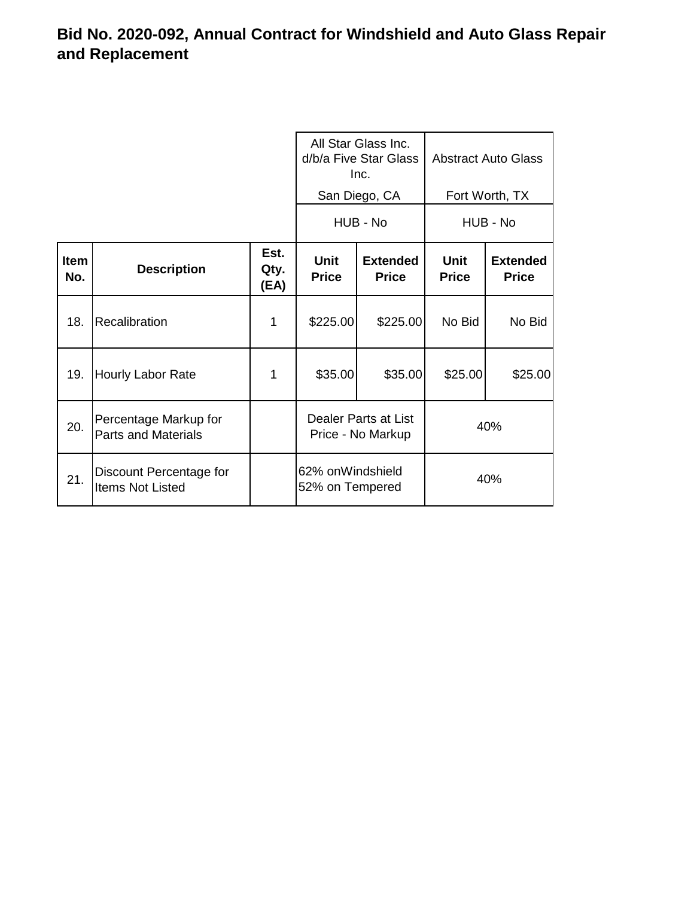**Bid No. 2020-092, Annual Contract for Windshield and Auto Glass Repair and Replacement**

| | | | All Star Glass Inc. d/b/a Five Star Glass Inc. San Diego, CA | | Abstract Auto Glass Fort Worth, TX | |
|---|---|---|---|---|---|---|
| | | | HUB - No | | HUB - No | |
| **Item No.** | **Description** | **Est. Qty. (EA)** | **Unit Price** | **Extended Price** | **Unit Price** | **Extended Price** |
| 18. | Recalibration | 1 | $225.00 | $225.00 | No Bid | No Bid |
| 19. | Hourly Labor Rate | 1 | $35.00 | $35.00 | $25.00 | $25.00 |
| 20. | Percentage Markup for Parts and Materials | | Dealer Parts at List Price - No Markup | | 40% | |
| 21. | Discount Percentage for Items Not Listed | | 62% onWindshield 52% on Tempered | | 40% | |